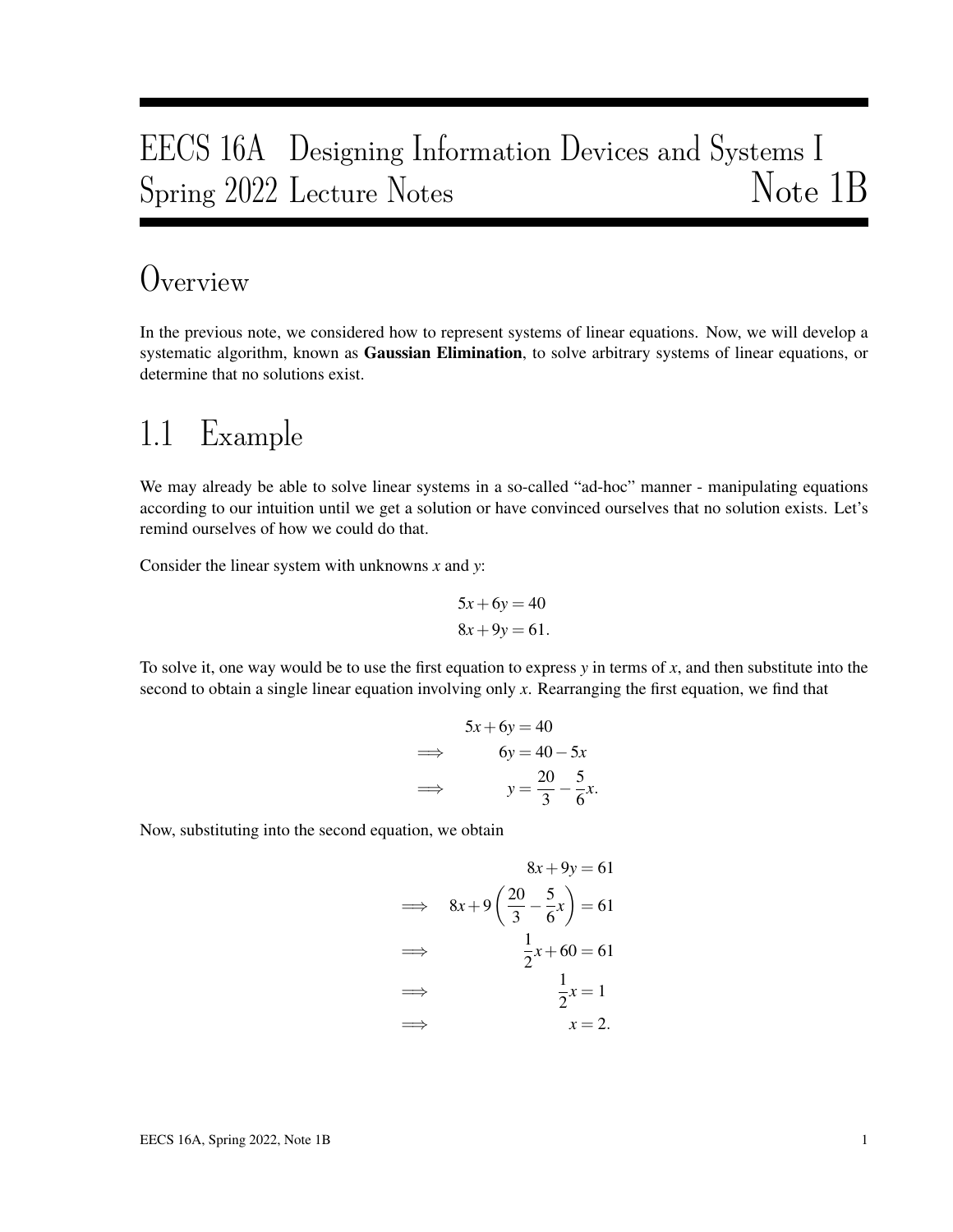# EECS 16A Designing Information Devices and Systems I
# Spring 2022 Lecture Notes — Note 1B

## Overview

In the previous note, we considered how to represent systems of linear equations. Now, we will develop a systematic algorithm, known as **Gaussian Elimination**, to solve arbitrary systems of linear equations, or determine that no solutions exist.

## 1.1 Example

We may already be able to solve linear systems in a so-called "ad-hoc" manner - manipulating equations according to our intuition until we get a solution or have convinced ourselves that no solution exists. Let's remind ourselves of how we could do that.

Consider the linear system with unknowns $x$ and $y$:

$$
\begin{aligned}
5x + 6y &= 40 \\
8x + 9y &= 61.
\end{aligned}
$$

To solve it, one way would be to use the first equation to express $y$ in terms of $x$, and then substitute into the second to obtain a single linear equation involving only $x$. Rearranging the first equation, we find that

$$
\begin{aligned}
& & 5x + 6y &= 40 \\
&\implies & 6y &= 40 - 5x \\
&\implies & y &= \frac{20}{3} - \frac{5}{6}x.
\end{aligned}
$$

Now, substituting into the second equation, we obtain

$$
\begin{aligned}
& & 8x + 9y &= 61 \\
&\implies & 8x + 9\left(\frac{20}{3} - \frac{5}{6}x\right) &= 61 \\
&\implies & \frac{1}{2}x + 60 &= 61 \\
&\implies & \frac{1}{2}x &= 1 \\
&\implies & x &= 2.
\end{aligned}
$$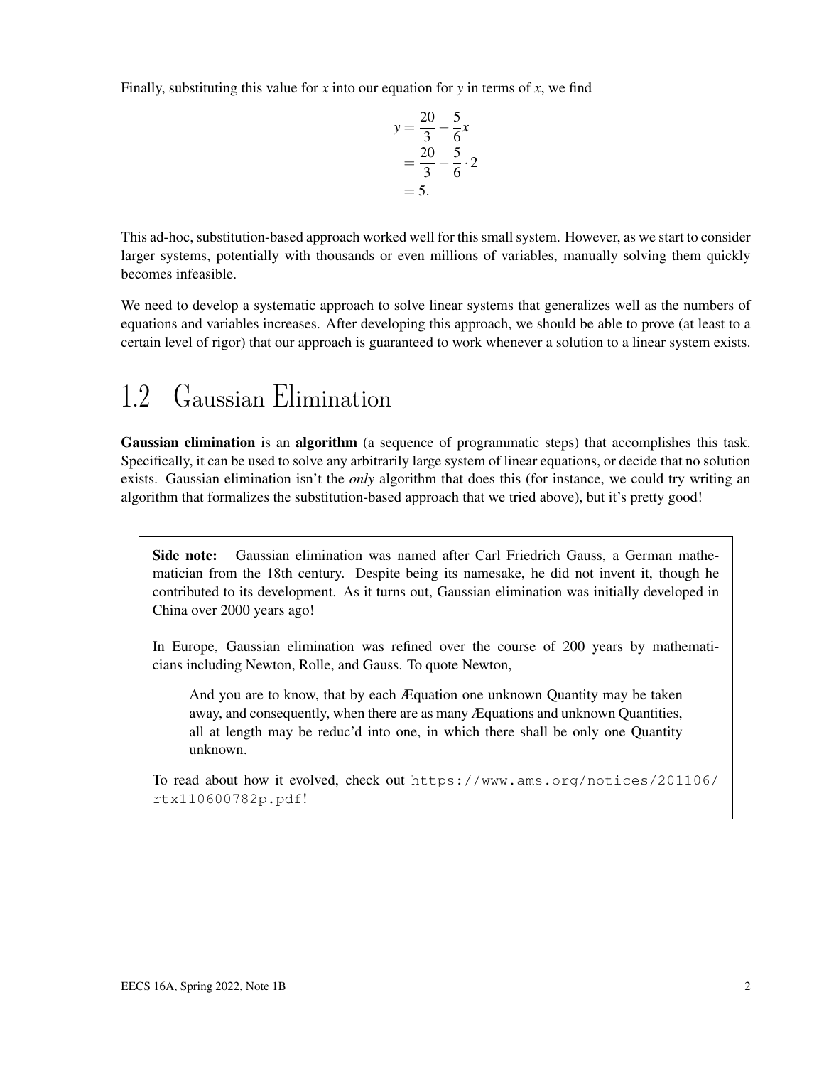Finally, substituting this value for $x$ into our equation for $y$ in terms of $x$, we find

$$
\begin{aligned}
y &= \frac{20}{3} - \frac{5}{6}x \\
&= \frac{20}{3} - \frac{5}{6} \cdot 2 \\
&= 5.
\end{aligned}
$$

This ad-hoc, substitution-based approach worked well for this small system. However, as we start to consider larger systems, potentially with thousands or even millions of variables, manually solving them quickly becomes infeasible.

We need to develop a systematic approach to solve linear systems that generalizes well as the numbers of equations and variables increases. After developing this approach, we should be able to prove (at least to a certain level of rigor) that our approach is guaranteed to work whenever a solution to a linear system exists.

## 1.2 Gaussian Elimination

**Gaussian elimination** is an **algorithm** (a sequence of programmatic steps) that accomplishes this task. Specifically, it can be used to solve any arbitrarily large system of linear equations, or decide that no solution exists. Gaussian elimination isn't the *only* algorithm that does this (for instance, we could try writing an algorithm that formalizes the substitution-based approach that we tried above), but it's pretty good!

> **Side note:** Gaussian elimination was named after Carl Friedrich Gauss, a German mathematician from the 18th century. Despite being its namesake, he did not invent it, though he contributed to its development. As it turns out, Gaussian elimination was initially developed in China over 2000 years ago!
>
> In Europe, Gaussian elimination was refined over the course of 200 years by mathematicians including Newton, Rolle, and Gauss. To quote Newton,
>
> > And you are to know, that by each Æquation one unknown Quantity may be taken away, and consequently, when there are as many Æquations and unknown Quantities, all at length may be reduc'd into one, in which there shall be only one Quantity unknown.
>
> To read about how it evolved, check out `https://www.ams.org/notices/201106/rtx110600782p.pdf`!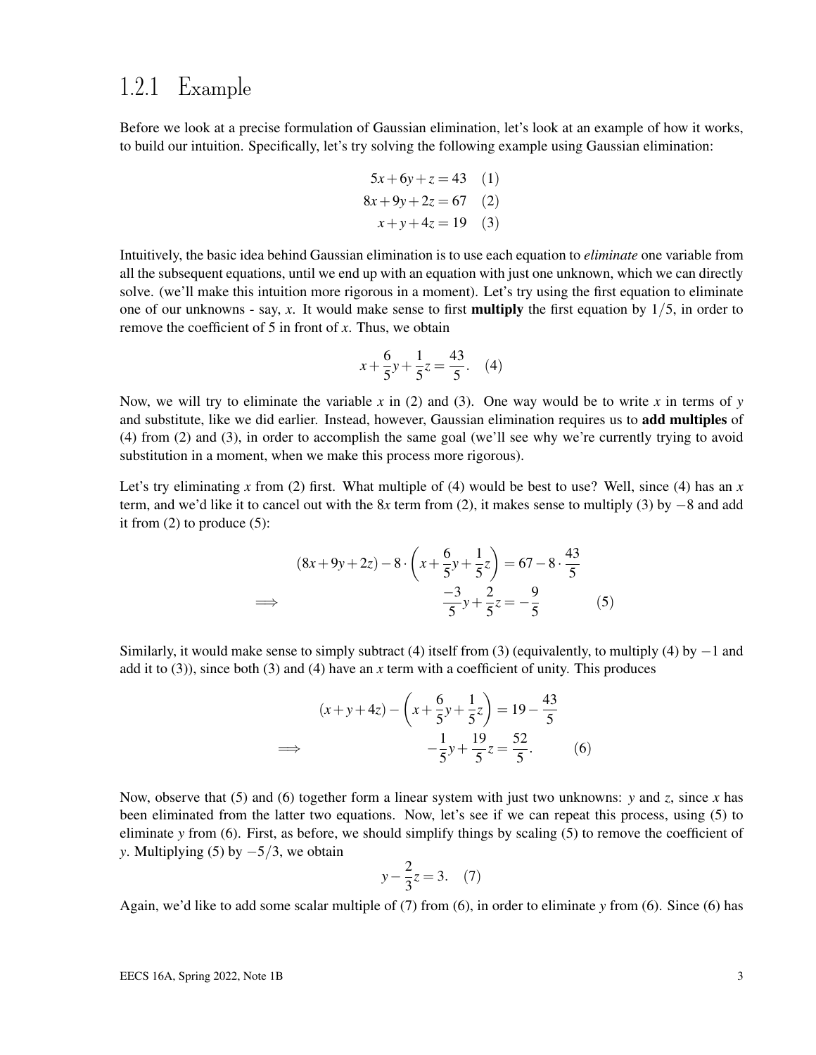### 1.2.1 Example

Before we look at a precise formulation of Gaussian elimination, let's look at an example of how it works, to build our intuition. Specifically, let's try solving the following example using Gaussian elimination:

$$
\begin{aligned}
5x+6y+z &= 43 \quad (1)\\
8x+9y+2z &= 67 \quad (2)\\
x+y+4z &= 19 \quad (3)
\end{aligned}
$$

Intuitively, the basic idea behind Gaussian elimination is to use each equation to *eliminate* one variable from all the subsequent equations, until we end up with an equation with just one unknown, which we can directly solve. (we'll make this intuition more rigorous in a moment). Let's try using the first equation to eliminate one of our unknowns - say, $x$. It would make sense to first **multiply** the first equation by $1/5$, in order to remove the coefficient of 5 in front of $x$. Thus, we obtain

$$x+\frac{6}{5}y+\frac{1}{5}z=\frac{43}{5}. \quad (4)$$

Now, we will try to eliminate the variable $x$ in (2) and (3). One way would be to write $x$ in terms of $y$ and substitute, like we did earlier. Instead, however, Gaussian elimination requires us to **add multiples** of (4) from (2) and (3), in order to accomplish the same goal (we'll see why we're currently trying to avoid substitution in a moment, when we make this process more rigorous).

Let's try eliminating $x$ from (2) first. What multiple of (4) would be best to use? Well, since (4) has an $x$ term, and we'd like it to cancel out with the $8x$ term from (2), it makes sense to multiply (3) by $-8$ and add it from (2) to produce (5):

$$
\begin{aligned}
& (8x+9y+2z)-8\cdot\left(x+\frac{6}{5}y+\frac{1}{5}z\right)=67-8\cdot\frac{43}{5}\\
\implies \quad & \frac{-3}{5}y+\frac{2}{5}z=-\frac{9}{5} \quad (5)
\end{aligned}
$$

Similarly, it would make sense to simply subtract (4) itself from (3) (equivalently, to multiply (4) by $-1$ and add it to (3)), since both (3) and (4) have an $x$ term with a coefficient of unity. This produces

$$
\begin{aligned}
& (x+y+4z)-\left(x+\frac{6}{5}y+\frac{1}{5}z\right)=19-\frac{43}{5}\\
\implies \quad & -\frac{1}{5}y+\frac{19}{5}z=\frac{52}{5}. \quad (6)
\end{aligned}
$$

Now, observe that (5) and (6) together form a linear system with just two unknowns: $y$ and $z$, since $x$ has been eliminated from the latter two equations. Now, let's see if we can repeat this process, using (5) to eliminate $y$ from (6). First, as before, we should simplify things by scaling (5) to remove the coefficient of $y$. Multiplying (5) by $-5/3$, we obtain

$$y-\frac{2}{3}z=3. \quad (7)$$

Again, we'd like to add some scalar multiple of (7) from (6), in order to eliminate $y$ from (6). Since (6) has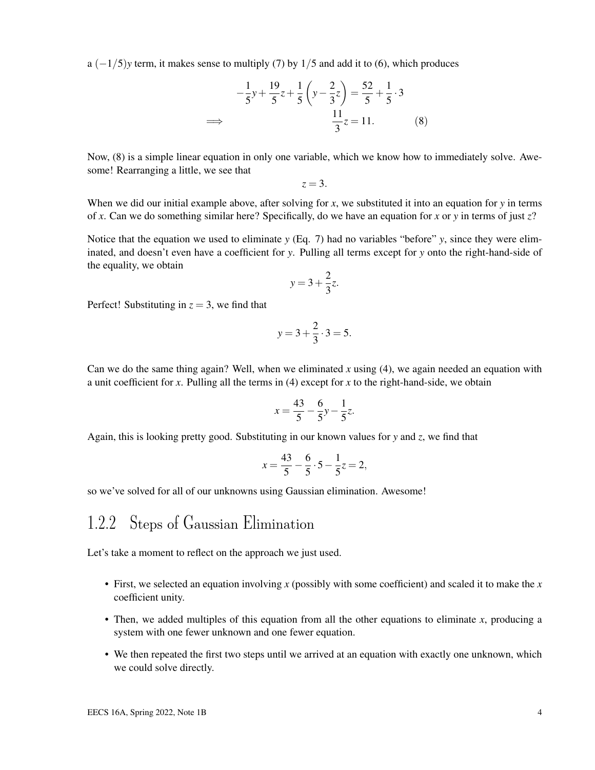a $(-1/5)y$ term, it makes sense to multiply (7) by $1/5$ and add it to (6), which produces

$$-\frac{1}{5}y + \frac{19}{5}z + \frac{1}{5}\left(y - \frac{2}{3}z\right) = \frac{52}{5} + \frac{1}{5} \cdot 3$$

$$\implies \qquad \frac{11}{3}z = 11. \qquad (8)$$

Now, (8) is a simple linear equation in only one variable, which we know how to immediately solve. Awesome! Rearranging a little, we see that

$$z = 3.$$

When we did our initial example above, after solving for $x$, we substituted it into an equation for $y$ in terms of $x$. Can we do something similar here? Specifically, do we have an equation for $x$ or $y$ in terms of just $z$?

Notice that the equation we used to eliminate $y$ (Eq. 7) had no variables "before" $y$, since they were eliminated, and doesn't even have a coefficient for $y$. Pulling all terms except for $y$ onto the right-hand-side of the equality, we obtain

$$y = 3 + \frac{2}{3}z.$$

Perfect! Substituting in $z = 3$, we find that

$$y = 3 + \frac{2}{3} \cdot 3 = 5.$$

Can we do the same thing again? Well, when we eliminated $x$ using (4), we again needed an equation with a unit coefficient for $x$. Pulling all the terms in (4) except for $x$ to the right-hand-side, we obtain

$$x = \frac{43}{5} - \frac{6}{5}y - \frac{1}{5}z.$$

Again, this is looking pretty good. Substituting in our known values for $y$ and $z$, we find that

$$x = \frac{43}{5} - \frac{6}{5} \cdot 5 - \frac{1}{5}z = 2,$$

so we've solved for all of our unknowns using Gaussian elimination. Awesome!

## 1.2.2 Steps of Gaussian Elimination

Let's take a moment to reflect on the approach we just used.

- First, we selected an equation involving $x$ (possibly with some coefficient) and scaled it to make the $x$ coefficient unity.
- Then, we added multiples of this equation from all the other equations to eliminate $x$, producing a system with one fewer unknown and one fewer equation.
- We then repeated the first two steps until we arrived at an equation with exactly one unknown, which we could solve directly.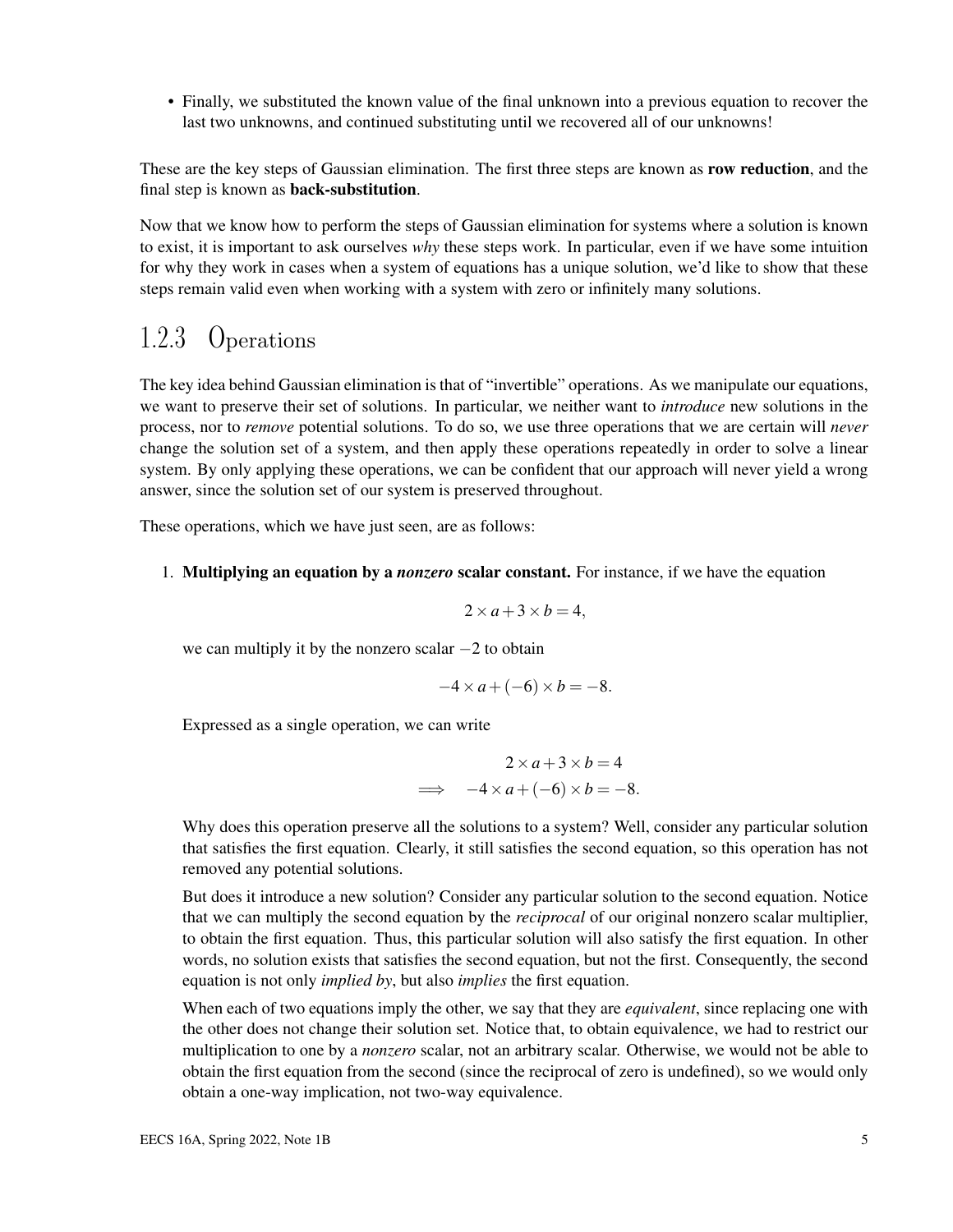- Finally, we substituted the known value of the final unknown into a previous equation to recover the last two unknowns, and continued substituting until we recovered all of our unknowns!

These are the key steps of Gaussian elimination. The first three steps are known as **row reduction**, and the final step is known as **back-substitution**.

Now that we know how to perform the steps of Gaussian elimination for systems where a solution is known to exist, it is important to ask ourselves *why* these steps work. In particular, even if we have some intuition for why they work in cases when a system of equations has a unique solution, we'd like to show that these steps remain valid even when working with a system with zero or infinitely many solutions.

### 1.2.3 Operations

The key idea behind Gaussian elimination is that of "invertible" operations. As we manipulate our equations, we want to preserve their set of solutions. In particular, we neither want to *introduce* new solutions in the process, nor to *remove* potential solutions. To do so, we use three operations that we are certain will *never* change the solution set of a system, and then apply these operations repeatedly in order to solve a linear system. By only applying these operations, we can be confident that our approach will never yield a wrong answer, since the solution set of our system is preserved throughout.

These operations, which we have just seen, are as follows:

1. **Multiplying an equation by a *nonzero* scalar constant.** For instance, if we have the equation

   $$2 \times a + 3 \times b = 4,$$

   we can multiply it by the nonzero scalar $-2$ to obtain

   $$-4 \times a + (-6) \times b = -8.$$

   Expressed as a single operation, we can write

   $$\begin{aligned} & 2 \times a + 3 \times b = 4 \\ \implies \quad & -4 \times a + (-6) \times b = -8. \end{aligned}$$

   Why does this operation preserve all the solutions to a system? Well, consider any particular solution that satisfies the first equation. Clearly, it still satisfies the second equation, so this operation has not removed any potential solutions.

   But does it introduce a new solution? Consider any particular solution to the second equation. Notice that we can multiply the second equation by the *reciprocal* of our original nonzero scalar multiplier, to obtain the first equation. Thus, this particular solution will also satisfy the first equation. In other words, no solution exists that satisfies the second equation, but not the first. Consequently, the second equation is not only *implied by*, but also *implies* the first equation.

   When each of two equations imply the other, we say that they are *equivalent*, since replacing one with the other does not change their solution set. Notice that, to obtain equivalence, we had to restrict our multiplication to one by a *nonzero* scalar, not an arbitrary scalar. Otherwise, we would not be able to obtain the first equation from the second (since the reciprocal of zero is undefined), so we would only obtain a one-way implication, not two-way equivalence.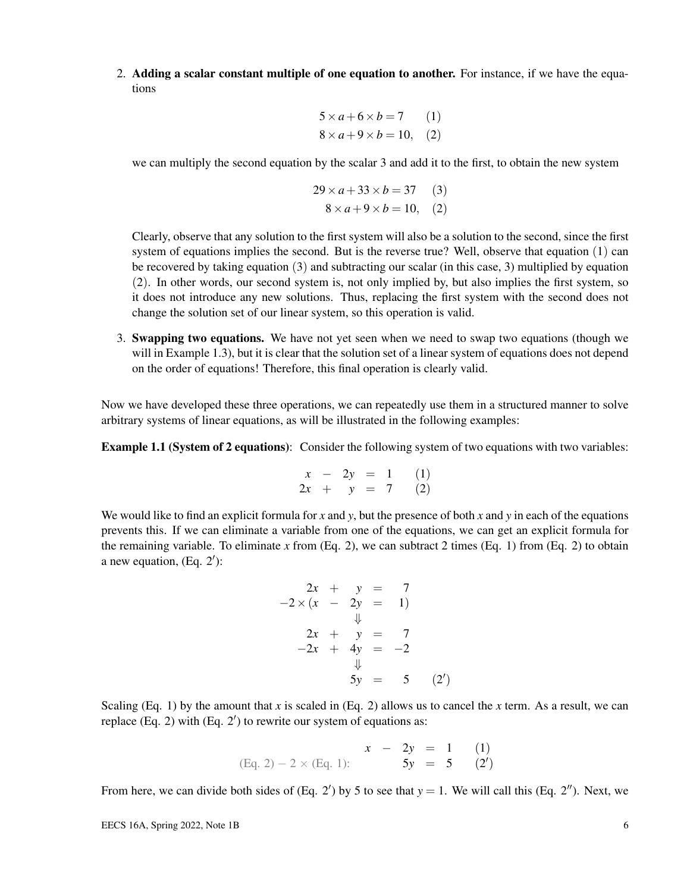2. **Adding a scalar constant multiple of one equation to another.** For instance, if we have the equations

$$
\begin{aligned}
5 \times a + 6 \times b &= 7 \qquad (1)\\
8 \times a + 9 \times b &= 10, \quad (2)
\end{aligned}
$$

we can multiply the second equation by the scalar 3 and add it to the first, to obtain the new system

$$
\begin{aligned}
29 \times a + 33 \times b &= 37 \qquad (3)\\
8 \times a + 9 \times b &= 10, \quad (2)
\end{aligned}
$$

Clearly, observe that any solution to the first system will also be a solution to the second, since the first system of equations implies the second. But is the reverse true? Well, observe that equation $(1)$ can be recovered by taking equation $(3)$ and subtracting our scalar (in this case, 3) multiplied by equation $(2)$. In other words, our second system is, not only implied by, but also implies the first system, so it does not introduce any new solutions. Thus, replacing the first system with the second does not change the solution set of our linear system, so this operation is valid.

3. **Swapping two equations.** We have not yet seen when we need to swap two equations (though we will in Example 1.3), but it is clear that the solution set of a linear system of equations does not depend on the order of equations! Therefore, this final operation is clearly valid.

Now we have developed these three operations, we can repeatedly use them in a structured manner to solve arbitrary systems of linear equations, as will be illustrated in the following examples:

**Example 1.1 (System of 2 equations)**: Consider the following system of two equations with two variables:

$$
\begin{array}{rcrcrl}
x & - & 2y & = & 1 & \quad (1)\\
2x & + & y & = & 7 & \quad (2)
\end{array}
$$

We would like to find an explicit formula for $x$ and $y$, but the presence of both $x$ and $y$ in each of the equations prevents this. If we can eliminate a variable from one of the equations, we can get an explicit formula for the remaining variable. To eliminate $x$ from (Eq. 2), we can subtract 2 times (Eq. 1) from (Eq. 2) to obtain a new equation, (Eq. $2'$):

$$
\begin{array}{rcrcrl}
2x & + & y & = & 7 & \\
-2 \times (x & - & 2y & = & 1) & \\
 & & \Downarrow & & & \\
2x & + & y & = & 7 & \\
-2x & + & 4y & = & -2 & \\
 & & \Downarrow & & & \\
 & & 5y & = & 5 & \quad (2')
\end{array}
$$

Scaling (Eq. 1) by the amount that $x$ is scaled in (Eq. 2) allows us to cancel the $x$ term. As a result, we can replace (Eq. 2) with (Eq. $2'$) to rewrite our system of equations as:

$$
\begin{array}{rrcrcrl}
 & x & - & 2y & = & 1 & \quad (1)\\
\text{(Eq. 2)} - 2 \times \text{(Eq. 1)}: & & & 5y & = & 5 & \quad (2')
\end{array}
$$

From here, we can divide both sides of (Eq. $2'$) by 5 to see that $y = 1$. We will call this (Eq. $2''$). Next, we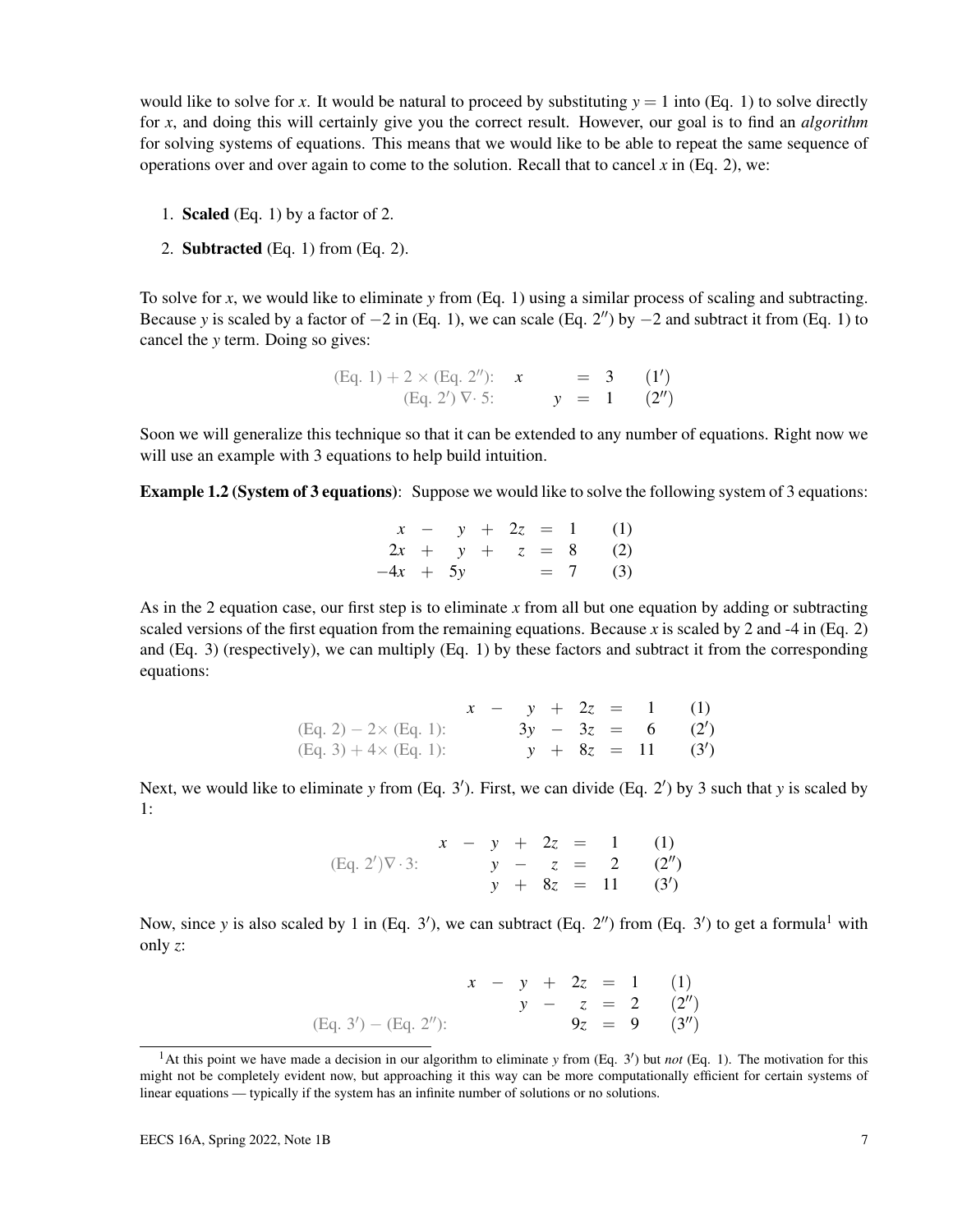would like to solve for $x$. It would be natural to proceed by substituting $y = 1$ into (Eq. 1) to solve directly for $x$, and doing this will certainly give you the correct result. However, our goal is to find an *algorithm* for solving systems of equations. This means that we would like to be able to repeat the same sequence of operations over and over again to come to the solution. Recall that to cancel $x$ in (Eq. 2), we:

1. **Scaled** (Eq. 1) by a factor of 2.
2. **Subtracted** (Eq. 1) from (Eq. 2).

To solve for $x$, we would like to eliminate $y$ from (Eq. 1) using a similar process of scaling and subtracting. Because $y$ is scaled by a factor of $-2$ in (Eq. 1), we can scale (Eq. $2''$) by $-2$ and subtract it from (Eq. 1) to cancel the $y$ term. Doing so gives:

$$
\begin{array}{rrcrcl}
\text{(Eq. 1)} + 2 \times \text{(Eq. } 2''\text{):} & x & & = & 3 & (1') \\
\text{(Eq. } 2'\text{)} \nabla \cdot 5\text{:} & & y & = & 1 & (2'')
\end{array}
$$

Soon we will generalize this technique so that it can be extended to any number of equations. Right now we will use an example with 3 equations to help build intuition.

**Example 1.2 (System of 3 equations)**: Suppose we would like to solve the following system of 3 equations:

$$
\begin{array}{rcrcrcrl}
x & - & y & + & 2z & = & 1 & (1) \\
2x & + & y & + & z & = & 8 & (2) \\
-4x & + & 5y & & & = & 7 & (3)
\end{array}
$$

As in the 2 equation case, our first step is to eliminate $x$ from all but one equation by adding or subtracting scaled versions of the first equation from the remaining equations. Because $x$ is scaled by 2 and -4 in (Eq. 2) and (Eq. 3) (respectively), we can multiply (Eq. 1) by these factors and subtract it from the corresponding equations:

$$
\begin{array}{lrcrcrcrl}
 & x & - & y & + & 2z & = & 1 & (1) \\
\text{(Eq. 2)} - 2\times \text{(Eq. 1):} & & & 3y & - & 3z & = & 6 & (2') \\
\text{(Eq. 3)} + 4\times \text{(Eq. 1):} & & & y & + & 8z & = & 11 & (3')
\end{array}
$$

Next, we would like to eliminate $y$ from (Eq. $3'$). First, we can divide (Eq. $2'$) by 3 such that $y$ is scaled by 1:

$$
\begin{array}{lrcrcrcrl}
 & x & - & y & + & 2z & = & 1 & (1) \\
\text{(Eq. } 2'\text{)} \nabla \cdot 3\text{:} & & & y & - & z & = & 2 & (2'') \\
 & & & y & + & 8z & = & 11 & (3')
\end{array}
$$

Now, since $y$ is also scaled by 1 in (Eq. $3'$), we can subtract (Eq. $2''$) from (Eq. $3'$) to get a formula[1] with only $z$:

$$
\begin{array}{lrcrcrcrl}
 & x & - & y & + & 2z & = & 1 & (1) \\
 & & & y & - & z & = & 2 & (2'') \\
\text{(Eq. } 3'\text{)} - \text{(Eq. } 2''\text{):} & & & & & 9z & = & 9 & (3'')
\end{array}
$$

[1] At this point we have made a decision in our algorithm to eliminate $y$ from (Eq. $3'$) but *not* (Eq. 1). The motivation for this might not be completely evident now, but approaching it this way can be more computationally efficient for certain systems of linear equations — typically if the system has an infinite number of solutions or no solutions.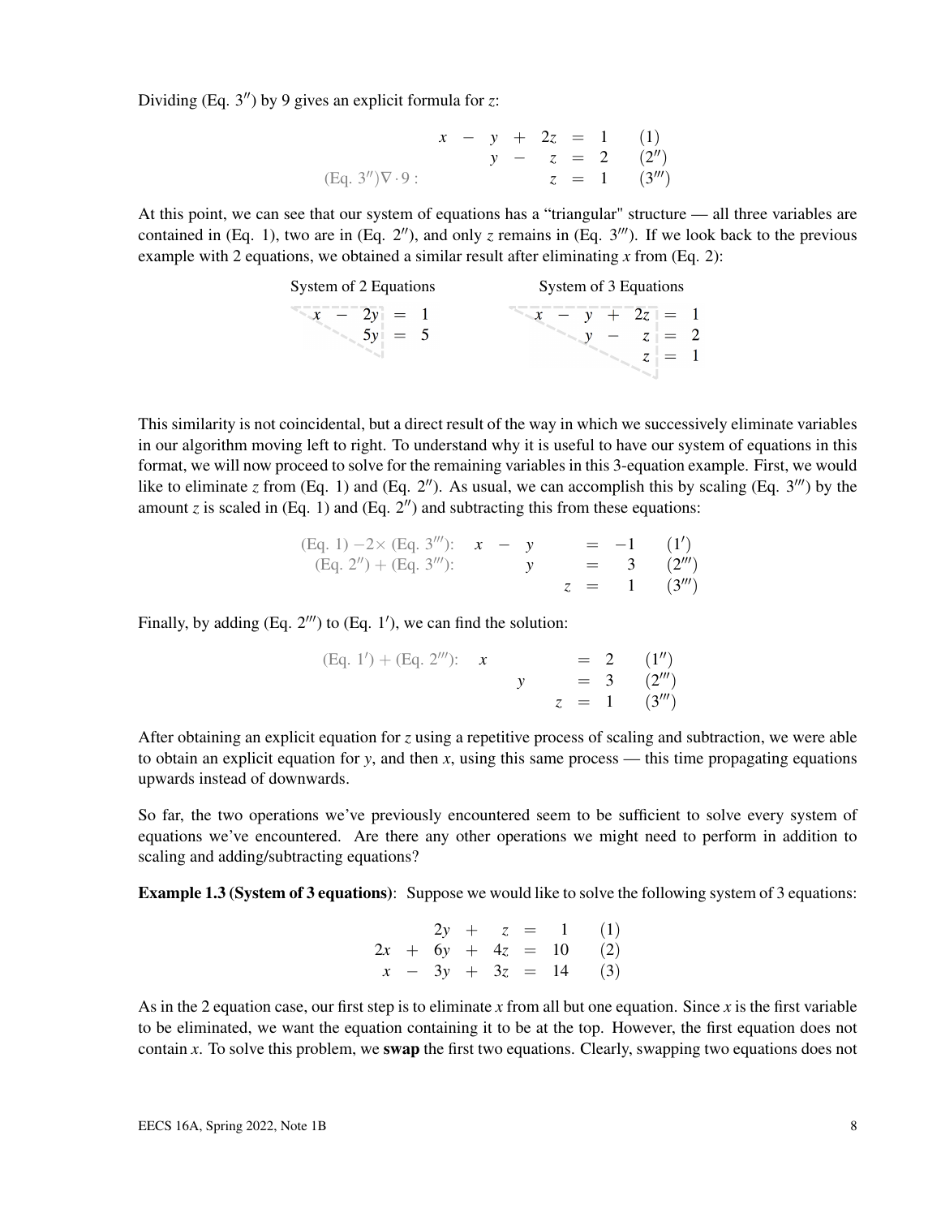Dividing (Eq. $3''$) by 9 gives an explicit formula for $z$:

$$
\begin{array}{rrcrcrcrl}
 & x & - & y & + & 2z & = & 1 & (1) \\
 & & & y & - & z & = & 2 & (2'') \\
(\text{Eq. } 3'')\nabla\cdot 9: & & & & & z & = & 1 & (3''')
\end{array}
$$

At this point, we can see that our system of equations has a "triangular" structure — all three variables are contained in (Eq. 1), two are in (Eq. $2''$), and only $z$ remains in (Eq. $3'''$). If we look back to the previous example with 2 equations, we obtained a similar result after eliminating $x$ from (Eq. 2):

System of 2 Equations

$$
\begin{array}{rcrcr}
x & - & 2y & = & 1 \\
 & & 5y & = & 5
\end{array}
$$

System of 3 Equations

$$
\begin{array}{rcrcrcr}
x & - & y & + & 2z & = & 1 \\
 & & y & - & z & = & 2 \\
 & & & & z & = & 1
\end{array}
$$

This similarity is not coincidental, but a direct result of the way in which we successively eliminate variables in our algorithm moving left to right. To understand why it is useful to have our system of equations in this format, we will now proceed to solve for the remaining variables in this 3-equation example. First, we would like to eliminate $z$ from (Eq. 1) and (Eq. $2''$). As usual, we can accomplish this by scaling (Eq. $3'''$) by the amount $z$ is scaled in (Eq. 1) and (Eq. $2''$) and subtracting this from these equations:

$$
\begin{array}{rrcrrcrl}
(\text{Eq. } 1) - 2\times(\text{Eq. } 3'''): & x & - & y & & = & -1 & (1') \\
(\text{Eq. } 2'') + (\text{Eq. } 3'''): & & & y & & = & 3 & (2''') \\
 & & & & z & = & 1 & (3''')
\end{array}
$$

Finally, by adding (Eq. $2'''$) to (Eq. $1'$), we can find the solution:

$$
\begin{array}{rrrrcrl}
(\text{Eq. } 1') + (\text{Eq. } 2'''): & x & & & = & 2 & (1'') \\
 & & y & & = & 3 & (2''') \\
 & & & z & = & 1 & (3''')
\end{array}
$$

After obtaining an explicit equation for $z$ using a repetitive process of scaling and subtraction, we were able to obtain an explicit equation for $y$, and then $x$, using this same process — this time propagating equations upwards instead of downwards.

So far, the two operations we've previously encountered seem to be sufficient to solve every system of equations we've encountered. Are there any other operations we might need to perform in addition to scaling and adding/subtracting equations?

**Example 1.3 (System of 3 equations)**: Suppose we would like to solve the following system of 3 equations:

$$
\begin{array}{rcrcrcrl}
 & & 2y & + & z & = & 1 & (1) \\
2x & + & 6y & + & 4z & = & 10 & (2) \\
x & - & 3y & + & 3z & = & 14 & (3)
\end{array}
$$

As in the 2 equation case, our first step is to eliminate $x$ from all but one equation. Since $x$ is the first variable to be eliminated, we want the equation containing it to be at the top. However, the first equation does not contain $x$. To solve this problem, we **swap** the first two equations. Clearly, swapping two equations does not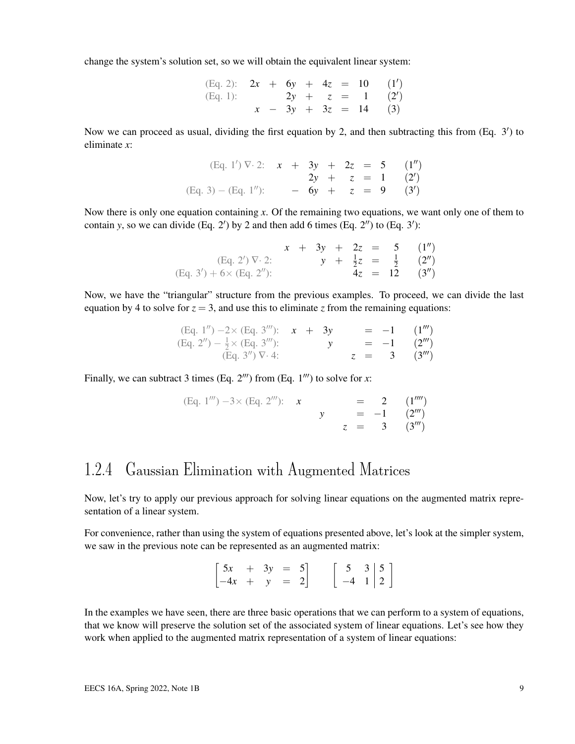change the system's solution set, so we will obtain the equivalent linear system:

$$
\begin{array}{lrcrcrcrl}
\text{(Eq. 2):} & 2x & + & 6y & + & 4z & = & 10 & (1') \\
\text{(Eq. 1):} & & & 2y & + & z & = & 1 & (2') \\
& x & - & 3y & + & 3z & = & 14 & (3)
\end{array}
$$

Now we can proceed as usual, dividing the first equation by 2, and then subtracting this from (Eq. 3′) to eliminate $x$:

$$
\begin{array}{lrcrcrcrl}
\text{(Eq. } 1') \div 2\text{:} & x & + & 3y & + & 2z & = & 5 & (1'') \\
& & & 2y & + & z & = & 1 & (2') \\
\text{(Eq. 3)} - \text{(Eq. } 1''\text{):} & & - & 6y & + & z & = & 9 & (3')
\end{array}
$$

Now there is only one equation containing $x$. Of the remaining two equations, we want only one of them to contain $y$, so we can divide (Eq. 2′) by 2 and then add 6 times (Eq. 2″) to (Eq. 3′):

$$
\begin{array}{lrcrcrcrl}
& x & + & 3y & + & 2z & = & 5 & (1'') \\
\text{(Eq. } 2') \div 2\text{:} & & & y & + & \frac{1}{2}z & = & \frac{1}{2} & (2'') \\
\text{(Eq. } 3') + 6\times \text{(Eq. } 2''\text{):} & & & & & 4z & = & 12 & (3'')
\end{array}
$$

Now, we have the "triangular" structure from the previous examples. To proceed, we can divide the last equation by 4 to solve for $z = 3$, and use this to eliminate $z$ from the remaining equations:

$$
\begin{array}{lrcrcrcrl}
\text{(Eq. } 1'') - 2\times \text{(Eq. } 3'''\text{):} & x & + & 3y & & & = & -1 & (1''') \\
\text{(Eq. } 2'') - \frac{1}{2}\times \text{(Eq. } 3'''\text{):} & & & y & & & = & -1 & (2''') \\
\text{(Eq. } 3'') \div 4\text{:} & & & & & z & = & 3 & (3''')
\end{array}
$$

Finally, we can subtract 3 times (Eq. 2‴) from (Eq. 1‴) to solve for $x$:

$$
\begin{array}{lrcrcrcrl}
\text{(Eq. } 1''') - 3\times \text{(Eq. } 2'''\text{):} & x & & & & & = & 2 & (1'''') \\
& & & y & & & = & -1 & (2''') \\
& & & & & z & = & 3 & (3''')
\end{array}
$$

### 1.2.4 Gaussian Elimination with Augmented Matrices

Now, let's try to apply our previous approach for solving linear equations on the augmented matrix representation of a linear system.

For convenience, rather than using the system of equations presented above, let's look at the simpler system, we saw in the previous note can be represented as an augmented matrix:

$$
\begin{bmatrix} 5x & + & 3y & = & 5 \\ -4x & + & y & = & 2 \end{bmatrix} \qquad \left[\begin{array}{cc|c} 5 & 3 & 5 \\ -4 & 1 & 2 \end{array}\right]
$$

In the examples we have seen, there are three basic operations that we can perform to a system of equations, that we know will preserve the solution set of the associated system of linear equations. Let's see how they work when applied to the augmented matrix representation of a system of linear equations: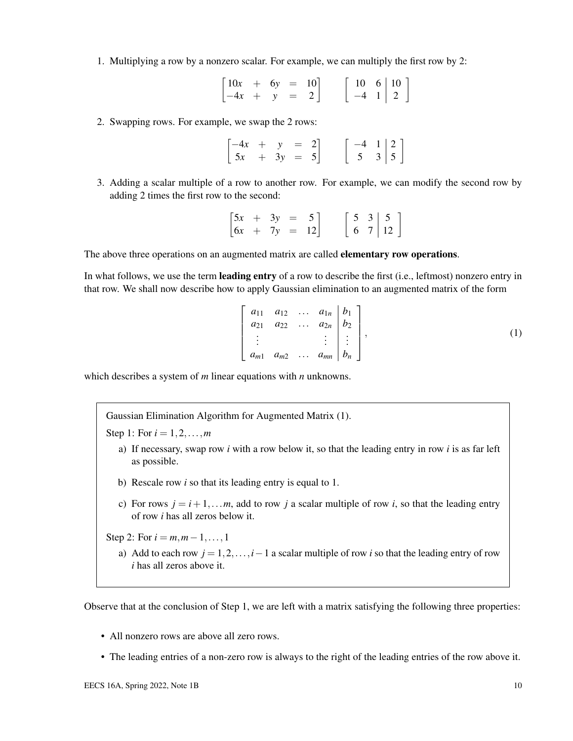1. Multiplying a row by a nonzero scalar. For example, we can multiply the first row by 2:

$$\begin{bmatrix} 10x & + & 6y & = & 10 \\ -4x & + & y & = & 2 \end{bmatrix} \qquad \left[\begin{array}{cc|c} 10 & 6 & 10 \\ -4 & 1 & 2 \end{array}\right]$$

2. Swapping rows. For example, we swap the 2 rows:

$$\begin{bmatrix} -4x & + & y & = & 2 \\ 5x & + & 3y & = & 5 \end{bmatrix} \qquad \left[\begin{array}{cc|c} -4 & 1 & 2 \\ 5 & 3 & 5 \end{array}\right]$$

3. Adding a scalar multiple of a row to another row. For example, we can modify the second row by adding 2 times the first row to the second:

$$\begin{bmatrix} 5x & + & 3y & = & 5 \\ 6x & + & 7y & = & 12 \end{bmatrix} \qquad \left[\begin{array}{cc|c} 5 & 3 & 5 \\ 6 & 7 & 12 \end{array}\right]$$

The above three operations on an augmented matrix are called **elementary row operations**.

In what follows, we use the term **leading entry** of a row to describe the first (i.e., leftmost) nonzero entry in that row. We shall now describe how to apply Gaussian elimination to an augmented matrix of the form

$$\left[\begin{array}{cccc|c} a_{11} & a_{12} & \dots & a_{1n} & b_1 \\ a_{21} & a_{22} & \dots & a_{2n} & b_2 \\ \vdots & & & \vdots & \vdots \\ a_{m1} & a_{m2} & \dots & a_{mn} & b_n \end{array}\right], \tag{1}$$

which describes a system of $m$ linear equations with $n$ unknowns.

> Gaussian Elimination Algorithm for Augmented Matrix (1).
>
> Step 1: For $i = 1, 2, \dots, m$
>
> a) If necessary, swap row $i$ with a row below it, so that the leading entry in row $i$ is as far left as possible.
>
> b) Rescale row $i$ so that its leading entry is equal to 1.
>
> c) For rows $j = i+1, \dots m$, add to row $j$ a scalar multiple of row $i$, so that the leading entry of row $i$ has all zeros below it.
>
> Step 2: For $i = m, m-1, \dots, 1$
>
> a) Add to each row $j = 1, 2, \dots, i-1$ a scalar multiple of row $i$ so that the leading entry of row $i$ has all zeros above it.

Observe that at the conclusion of Step 1, we are left with a matrix satisfying the following three properties:

- All nonzero rows are above all zero rows.
- The leading entries of a non-zero row is always to the right of the leading entries of the row above it.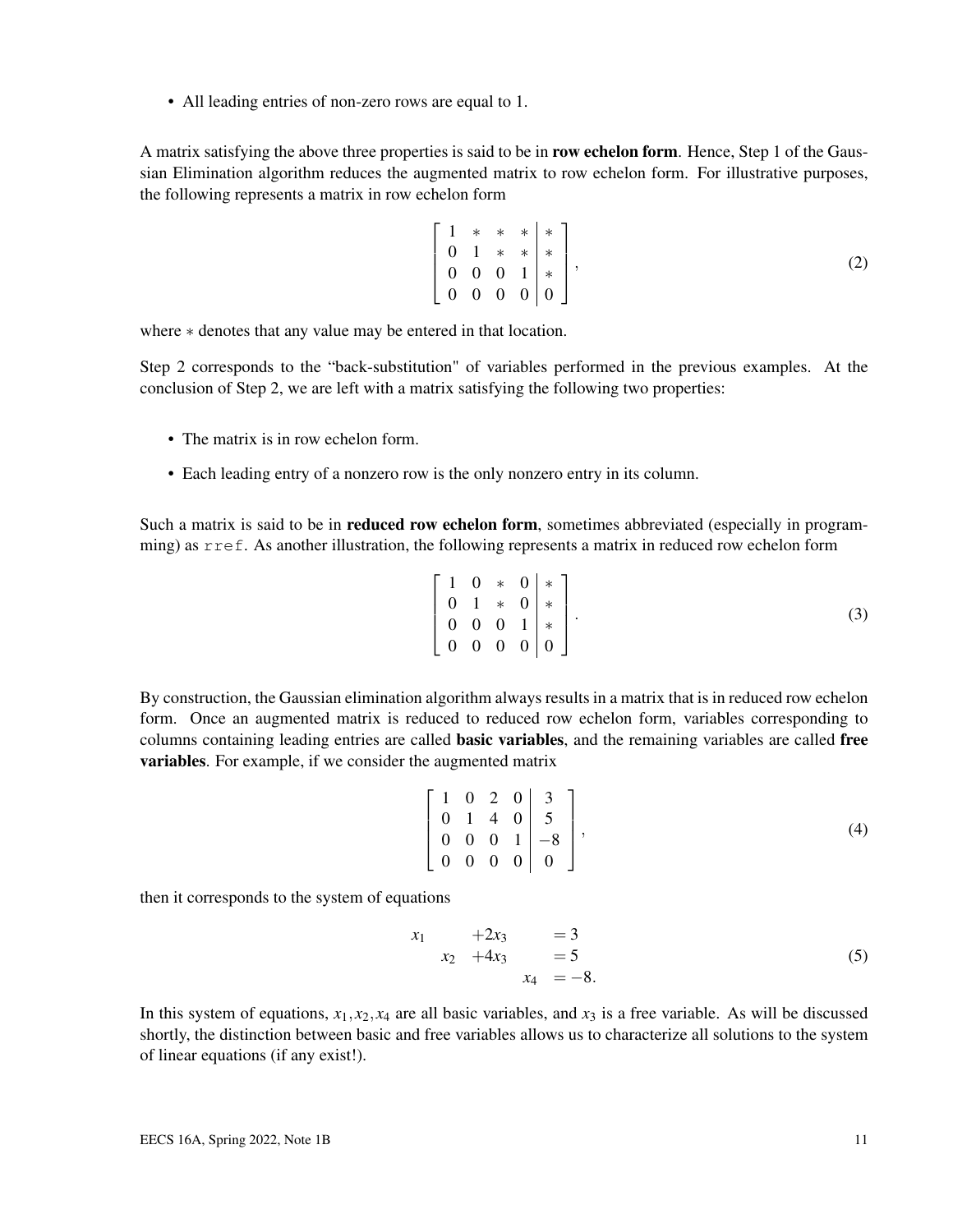- All leading entries of non-zero rows are equal to 1.

A matrix satisfying the above three properties is said to be in **row echelon form**. Hence, Step 1 of the Gaussian Elimination algorithm reduces the augmented matrix to row echelon form. For illustrative purposes, the following represents a matrix in row echelon form

$$\left[\begin{array}{cccc|c} 1 & * & * & * & * \\ 0 & 1 & * & * & * \\ 0 & 0 & 0 & 1 & * \\ 0 & 0 & 0 & 0 & 0 \end{array}\right], \tag{2}$$

where $*$ denotes that any value may be entered in that location.

Step 2 corresponds to the "back-substitution" of variables performed in the previous examples. At the conclusion of Step 2, we are left with a matrix satisfying the following two properties:

- The matrix is in row echelon form.
- Each leading entry of a nonzero row is the only nonzero entry in its column.

Such a matrix is said to be in **reduced row echelon form**, sometimes abbreviated (especially in programming) as `rref`. As another illustration, the following represents a matrix in reduced row echelon form

$$\left[\begin{array}{cccc|c} 1 & 0 & * & 0 & * \\ 0 & 1 & * & 0 & * \\ 0 & 0 & 0 & 1 & * \\ 0 & 0 & 0 & 0 & 0 \end{array}\right]. \tag{3}$$

By construction, the Gaussian elimination algorithm always results in a matrix that is in reduced row echelon form. Once an augmented matrix is reduced to reduced row echelon form, variables corresponding to columns containing leading entries are called **basic variables**, and the remaining variables are called **free variables**. For example, if we consider the augmented matrix

$$\left[\begin{array}{cccc|c} 1 & 0 & 2 & 0 & 3 \\ 0 & 1 & 4 & 0 & 5 \\ 0 & 0 & 0 & 1 & -8 \\ 0 & 0 & 0 & 0 & 0 \end{array}\right], \tag{4}$$

then it corresponds to the system of equations

$$\begin{array}{llll} x_1 & & +2x_3 & & = 3 \\ & x_2 & +4x_3 & & = 5 \\ & & & x_4 & = -8. \end{array} \tag{5}$$

In this system of equations, $x_1, x_2, x_4$ are all basic variables, and $x_3$ is a free variable. As will be discussed shortly, the distinction between basic and free variables allows us to characterize all solutions to the system of linear equations (if any exist!).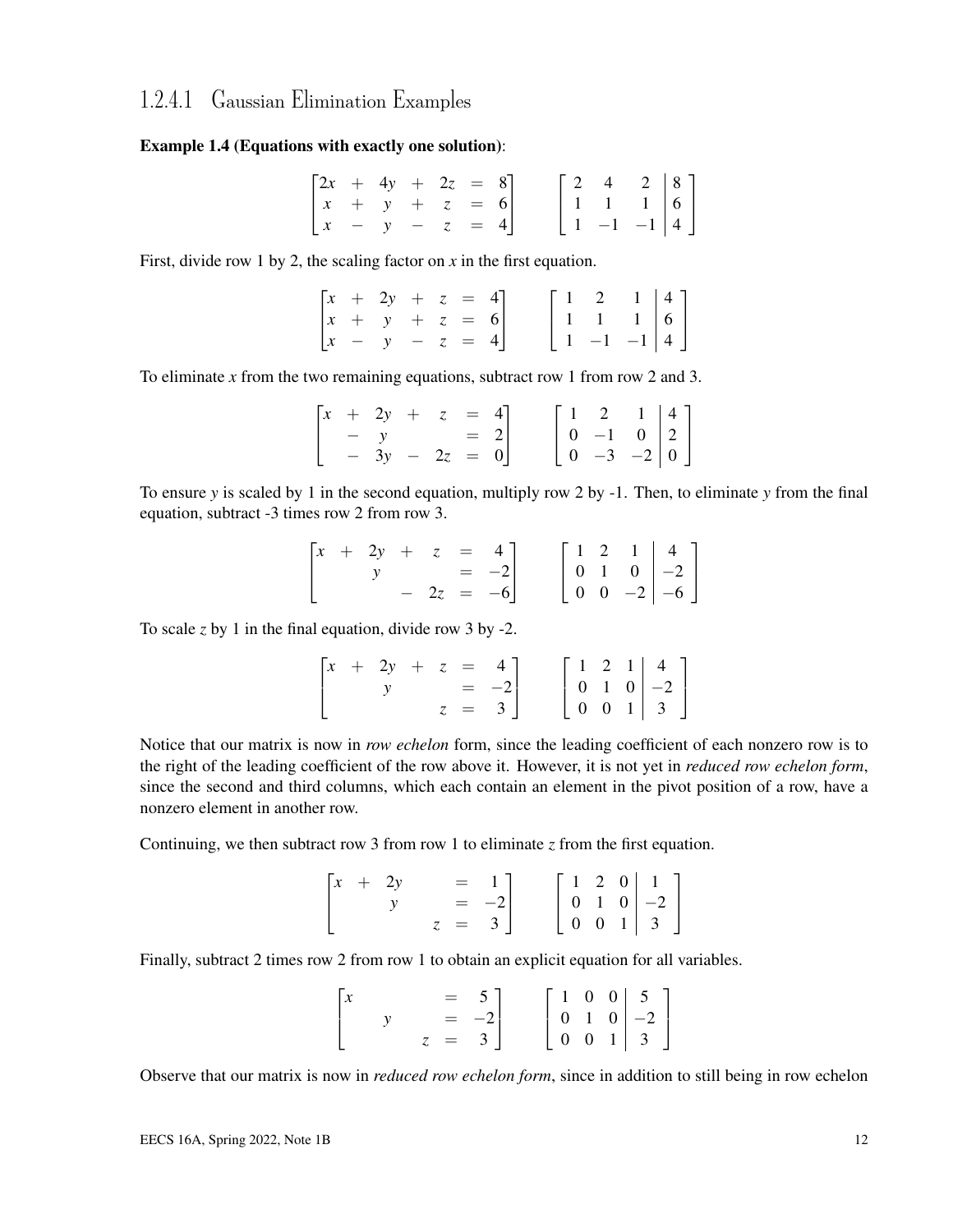#### 1.2.4.1 Gaussian Elimination Examples

**Example 1.4 (Equations with exactly one solution)**:

$$\begin{bmatrix} 2x & + & 4y & + & 2z & = & 8 \\ x & + & y & + & z & = & 6 \\ x & - & y & - & z & = & 4 \end{bmatrix} \qquad \left[\begin{array}{ccc|c} 2 & 4 & 2 & 8 \\ 1 & 1 & 1 & 6 \\ 1 & -1 & -1 & 4 \end{array}\right]$$

First, divide row 1 by 2, the scaling factor on $x$ in the first equation.

$$\begin{bmatrix} x & + & 2y & + & z & = & 4 \\ x & + & y & + & z & = & 6 \\ x & - & y & - & z & = & 4 \end{bmatrix} \qquad \left[\begin{array}{ccc|c} 1 & 2 & 1 & 4 \\ 1 & 1 & 1 & 6 \\ 1 & -1 & -1 & 4 \end{array}\right]$$

To eliminate $x$ from the two remaining equations, subtract row 1 from row 2 and 3.

$$\begin{bmatrix} x & + & 2y & + & z & = & 4 \\ & - & y & & & = & 2 \\ & - & 3y & - & 2z & = & 0 \end{bmatrix} \qquad \left[\begin{array}{ccc|c} 1 & 2 & 1 & 4 \\ 0 & -1 & 0 & 2 \\ 0 & -3 & -2 & 0 \end{array}\right]$$

To ensure $y$ is scaled by 1 in the second equation, multiply row 2 by -1. Then, to eliminate $y$ from the final equation, subtract -3 times row 2 from row 3.

$$\begin{bmatrix} x & + & 2y & + & z & = & 4 \\ & & y & & & = & -2 \\ & & & - & 2z & = & -6 \end{bmatrix} \qquad \left[\begin{array}{ccc|c} 1 & 2 & 1 & 4 \\ 0 & 1 & 0 & -2 \\ 0 & 0 & -2 & -6 \end{array}\right]$$

To scale $z$ by 1 in the final equation, divide row 3 by -2.

$$\begin{bmatrix} x & + & 2y & + & z & = & 4 \\ & & y & & & = & -2 \\ & & & & z & = & 3 \end{bmatrix} \qquad \left[\begin{array}{ccc|c} 1 & 2 & 1 & 4 \\ 0 & 1 & 0 & -2 \\ 0 & 0 & 1 & 3 \end{array}\right]$$

Notice that our matrix is now in *row echelon* form, since the leading coefficient of each nonzero row is to the right of the leading coefficient of the row above it. However, it is not yet in *reduced row echelon form*, since the second and third columns, which each contain an element in the pivot position of a row, have a nonzero element in another row.

Continuing, we then subtract row 3 from row 1 to eliminate $z$ from the first equation.

$$\begin{bmatrix} x & + & 2y & & & = & 1 \\ & & y & & & = & -2 \\ & & & & z & = & 3 \end{bmatrix} \qquad \left[\begin{array}{ccc|c} 1 & 2 & 0 & 1 \\ 0 & 1 & 0 & -2 \\ 0 & 0 & 1 & 3 \end{array}\right]$$

Finally, subtract 2 times row 2 from row 1 to obtain an explicit equation for all variables.

$$\begin{bmatrix} x & & & & & = & 5 \\ & & y & & & = & -2 \\ & & & & z & = & 3 \end{bmatrix} \qquad \left[\begin{array}{ccc|c} 1 & 0 & 0 & 5 \\ 0 & 1 & 0 & -2 \\ 0 & 0 & 1 & 3 \end{array}\right]$$

Observe that our matrix is now in *reduced row echelon form*, since in addition to still being in row echelon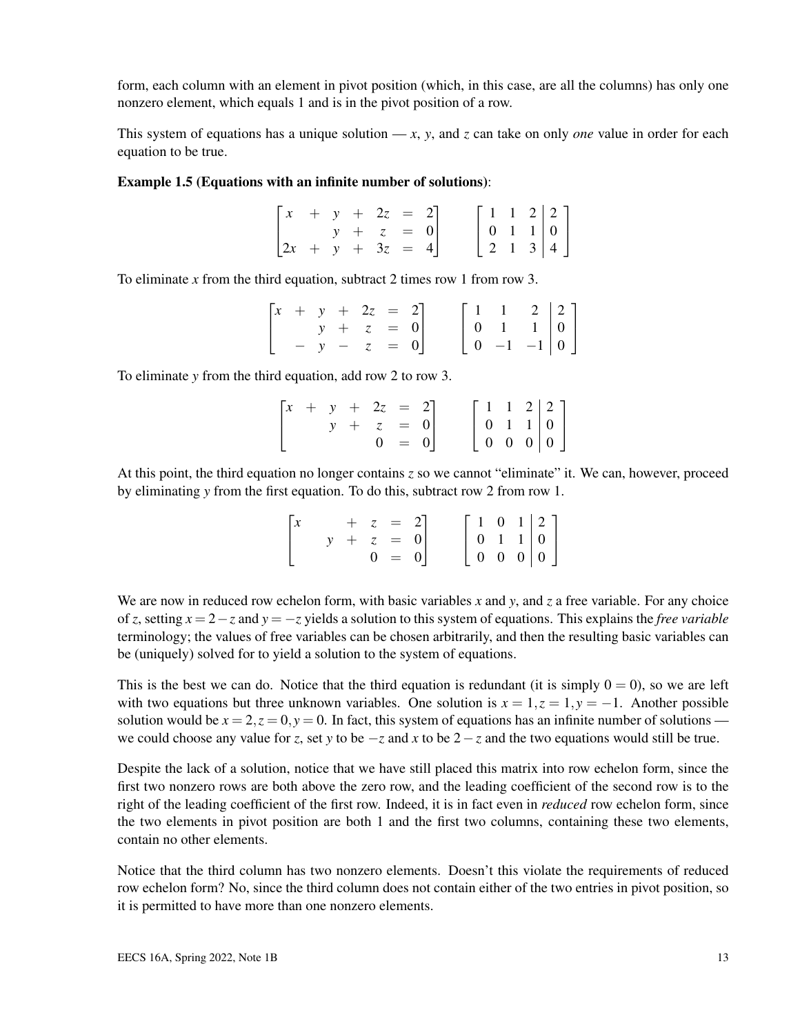form, each column with an element in pivot position (which, in this case, are all the columns) has only one nonzero element, which equals 1 and is in the pivot position of a row.

This system of equations has a unique solution — $x$, $y$, and $z$ can take on only *one* value in order for each equation to be true.

**Example 1.5 (Equations with an infinite number of solutions)**:

$$\begin{bmatrix} x & + & y & + & 2z & = & 2 \\ & & y & + & z & = & 0 \\ 2x & + & y & + & 3z & = & 4 \end{bmatrix} \qquad \left[\begin{array}{ccc|c} 1 & 1 & 2 & 2 \\ 0 & 1 & 1 & 0 \\ 2 & 1 & 3 & 4 \end{array}\right]$$

To eliminate $x$ from the third equation, subtract 2 times row 1 from row 3.

$$\begin{bmatrix} x & + & y & + & 2z & = & 2 \\ & & y & + & z & = & 0 \\ & - & y & - & z & = & 0 \end{bmatrix} \qquad \left[\begin{array}{ccc|c} 1 & 1 & 2 & 2 \\ 0 & 1 & 1 & 0 \\ 0 & -1 & -1 & 0 \end{array}\right]$$

To eliminate $y$ from the third equation, add row 2 to row 3.

$$\begin{bmatrix} x & + & y & + & 2z & = & 2 \\ & & y & + & z & = & 0 \\ & & & & 0 & = & 0 \end{bmatrix} \qquad \left[\begin{array}{ccc|c} 1 & 1 & 2 & 2 \\ 0 & 1 & 1 & 0 \\ 0 & 0 & 0 & 0 \end{array}\right]$$

At this point, the third equation no longer contains $z$ so we cannot "eliminate" it. We can, however, proceed by eliminating $y$ from the first equation. To do this, subtract row 2 from row 1.

$$\begin{bmatrix} x & & & + & z & = & 2 \\ & & y & + & z & = & 0 \\ & & & & 0 & = & 0 \end{bmatrix} \qquad \left[\begin{array}{ccc|c} 1 & 0 & 1 & 2 \\ 0 & 1 & 1 & 0 \\ 0 & 0 & 0 & 0 \end{array}\right]$$

We are now in reduced row echelon form, with basic variables $x$ and $y$, and $z$ a free variable. For any choice of $z$, setting $x = 2 - z$ and $y = -z$ yields a solution to this system of equations. This explains the *free variable* terminology; the values of free variables can be chosen arbitrarily, and then the resulting basic variables can be (uniquely) solved for to yield a solution to the system of equations.

This is the best we can do. Notice that the third equation is redundant (it is simply $0 = 0$), so we are left with two equations but three unknown variables. One solution is $x = 1, z = 1, y = -1$. Another possible solution would be $x = 2, z = 0, y = 0$. In fact, this system of equations has an infinite number of solutions — we could choose any value for $z$, set $y$ to be $-z$ and $x$ to be $2 - z$ and the two equations would still be true.

Despite the lack of a solution, notice that we have still placed this matrix into row echelon form, since the first two nonzero rows are both above the zero row, and the leading coefficient of the second row is to the right of the leading coefficient of the first row. Indeed, it is in fact even in *reduced* row echelon form, since the two elements in pivot position are both 1 and the first two columns, containing these two elements, contain no other elements.

Notice that the third column has two nonzero elements. Doesn't this violate the requirements of reduced row echelon form? No, since the third column does not contain either of the two entries in pivot position, so it is permitted to have more than one nonzero elements.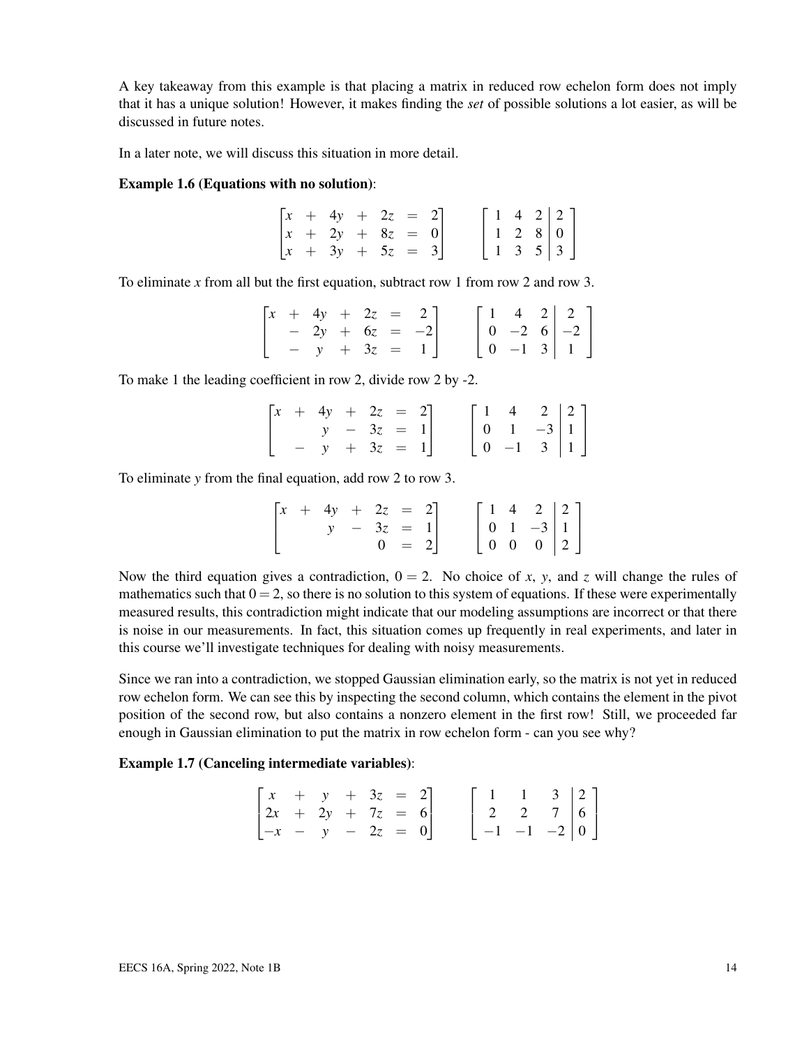A key takeaway from this example is that placing a matrix in reduced row echelon form does not imply that it has a unique solution! However, it makes finding the *set* of possible solutions a lot easier, as will be discussed in future notes.

In a later note, we will discuss this situation in more detail.

**Example 1.6 (Equations with no solution)**:

$$\begin{bmatrix} x & + & 4y & + & 2z & = & 2 \\ x & + & 2y & + & 8z & = & 0 \\ x & + & 3y & + & 5z & = & 3 \end{bmatrix} \qquad \left[\begin{array}{ccc|c} 1 & 4 & 2 & 2 \\ 1 & 2 & 8 & 0 \\ 1 & 3 & 5 & 3 \end{array}\right]$$

To eliminate $x$ from all but the first equation, subtract row 1 from row 2 and row 3.

$$\begin{bmatrix} x & + & 4y & + & 2z & = & 2 \\ & - & 2y & + & 6z & = & -2 \\ & - & y & + & 3z & = & 1 \end{bmatrix} \qquad \left[\begin{array}{ccc|c} 1 & 4 & 2 & 2 \\ 0 & -2 & 6 & -2 \\ 0 & -1 & 3 & 1 \end{array}\right]$$

To make 1 the leading coefficient in row 2, divide row 2 by -2.

$$\begin{bmatrix} x & + & 4y & + & 2z & = & 2 \\ & & y & - & 3z & = & 1 \\ & - & y & + & 3z & = & 1 \end{bmatrix} \qquad \left[\begin{array}{ccc|c} 1 & 4 & 2 & 2 \\ 0 & 1 & -3 & 1 \\ 0 & -1 & 3 & 1 \end{array}\right]$$

To eliminate $y$ from the final equation, add row 2 to row 3.

$$\begin{bmatrix} x & + & 4y & + & 2z & = & 2 \\ & & y & - & 3z & = & 1 \\ & & & & 0 & = & 2 \end{bmatrix} \qquad \left[\begin{array}{ccc|c} 1 & 4 & 2 & 2 \\ 0 & 1 & -3 & 1 \\ 0 & 0 & 0 & 2 \end{array}\right]$$

Now the third equation gives a contradiction, $0 = 2$. No choice of $x$, $y$, and $z$ will change the rules of mathematics such that $0 = 2$, so there is no solution to this system of equations. If these were experimentally measured results, this contradiction might indicate that our modeling assumptions are incorrect or that there is noise in our measurements. In fact, this situation comes up frequently in real experiments, and later in this course we'll investigate techniques for dealing with noisy measurements.

Since we ran into a contradiction, we stopped Gaussian elimination early, so the matrix is not yet in reduced row echelon form. We can see this by inspecting the second column, which contains the element in the pivot position of the second row, but also contains a nonzero element in the first row! Still, we proceeded far enough in Gaussian elimination to put the matrix in row echelon form - can you see why?

**Example 1.7 (Canceling intermediate variables)**:

$$\begin{bmatrix} x & + & y & + & 3z & = & 2 \\ 2x & + & 2y & + & 7z & = & 6 \\ -x & - & y & - & 2z & = & 0 \end{bmatrix} \qquad \left[\begin{array}{ccc|c} 1 & 1 & 3 & 2 \\ 2 & 2 & 7 & 6 \\ -1 & -1 & -2 & 0 \end{array}\right]$$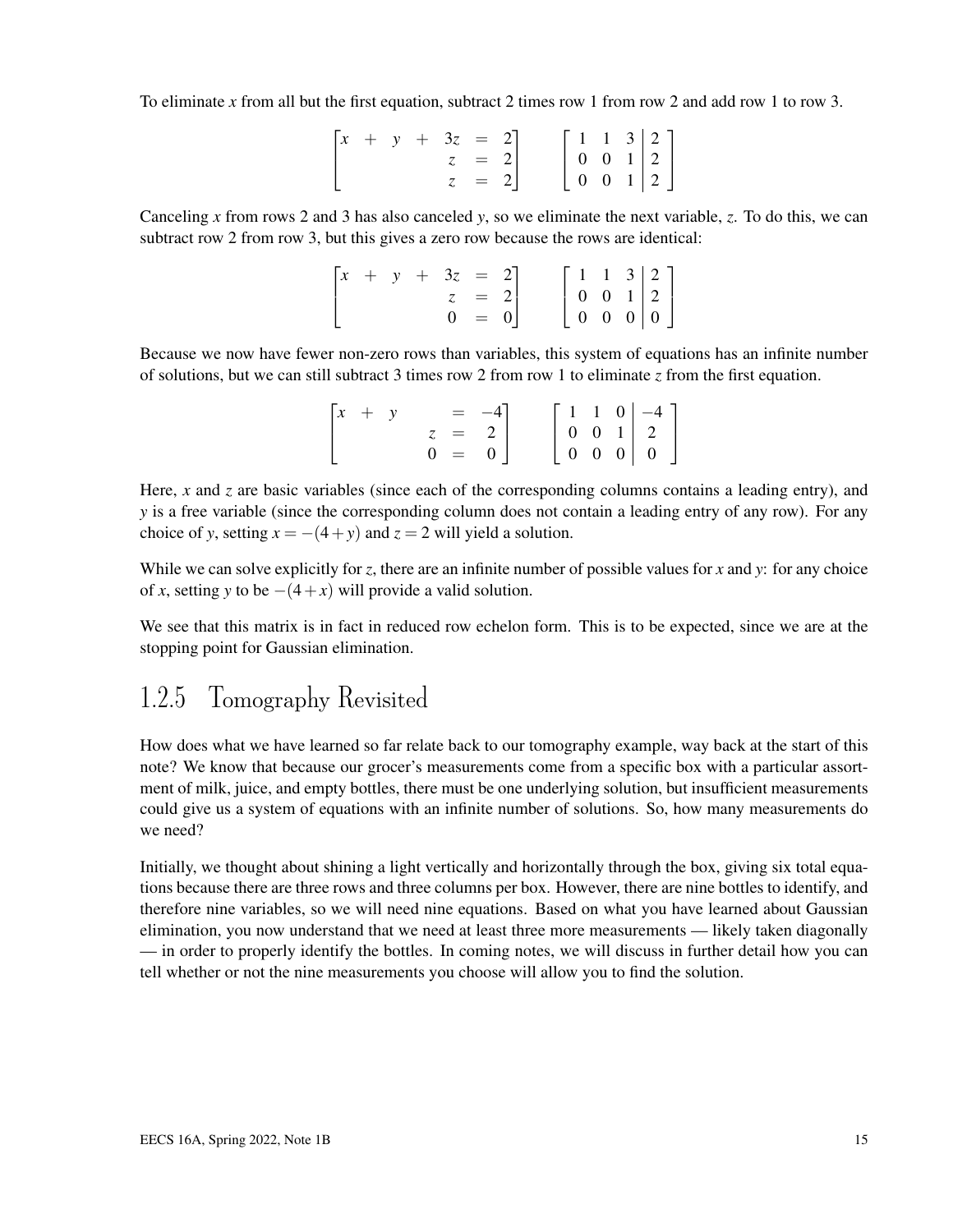To eliminate $x$ from all but the first equation, subtract 2 times row 1 from row 2 and add row 1 to row 3.

$$\begin{bmatrix} x & + & y & + & 3z & = & 2 \\ & & & & z & = & 2 \\ & & & & z & = & 2 \end{bmatrix} \qquad \left[\begin{array}{ccc|c} 1 & 1 & 3 & 2 \\ 0 & 0 & 1 & 2 \\ 0 & 0 & 1 & 2 \end{array}\right]$$

Canceling $x$ from rows 2 and 3 has also canceled $y$, so we eliminate the next variable, $z$. To do this, we can subtract row 2 from row 3, but this gives a zero row because the rows are identical:

$$\begin{bmatrix} x & + & y & + & 3z & = & 2 \\ & & & & z & = & 2 \\ & & & & 0 & = & 0 \end{bmatrix} \qquad \left[\begin{array}{ccc|c} 1 & 1 & 3 & 2 \\ 0 & 0 & 1 & 2 \\ 0 & 0 & 0 & 0 \end{array}\right]$$

Because we now have fewer non-zero rows than variables, this system of equations has an infinite number of solutions, but we can still subtract 3 times row 2 from row 1 to eliminate $z$ from the first equation.

$$\begin{bmatrix} x & + & y & & & = & -4 \\ & & & & z & = & 2 \\ & & & & 0 & = & 0 \end{bmatrix} \qquad \left[\begin{array}{ccc|c} 1 & 1 & 0 & -4 \\ 0 & 0 & 1 & 2 \\ 0 & 0 & 0 & 0 \end{array}\right]$$

Here, $x$ and $z$ are basic variables (since each of the corresponding columns contains a leading entry), and $y$ is a free variable (since the corresponding column does not contain a leading entry of any row). For any choice of $y$, setting $x = -(4+y)$ and $z = 2$ will yield a solution.

While we can solve explicitly for $z$, there are an infinite number of possible values for $x$ and $y$: for any choice of $x$, setting $y$ to be $-(4+x)$ will provide a valid solution.

We see that this matrix is in fact in reduced row echelon form. This is to be expected, since we are at the stopping point for Gaussian elimination.

## 1.2.5 Tomography Revisited

How does what we have learned so far relate back to our tomography example, way back at the start of this note? We know that because our grocer's measurements come from a specific box with a particular assortment of milk, juice, and empty bottles, there must be one underlying solution, but insufficient measurements could give us a system of equations with an infinite number of solutions. So, how many measurements do we need?

Initially, we thought about shining a light vertically and horizontally through the box, giving six total equations because there are three rows and three columns per box. However, there are nine bottles to identify, and therefore nine variables, so we will need nine equations. Based on what you have learned about Gaussian elimination, you now understand that we need at least three more measurements — likely taken diagonally — in order to properly identify the bottles. In coming notes, we will discuss in further detail how you can tell whether or not the nine measurements you choose will allow you to find the solution.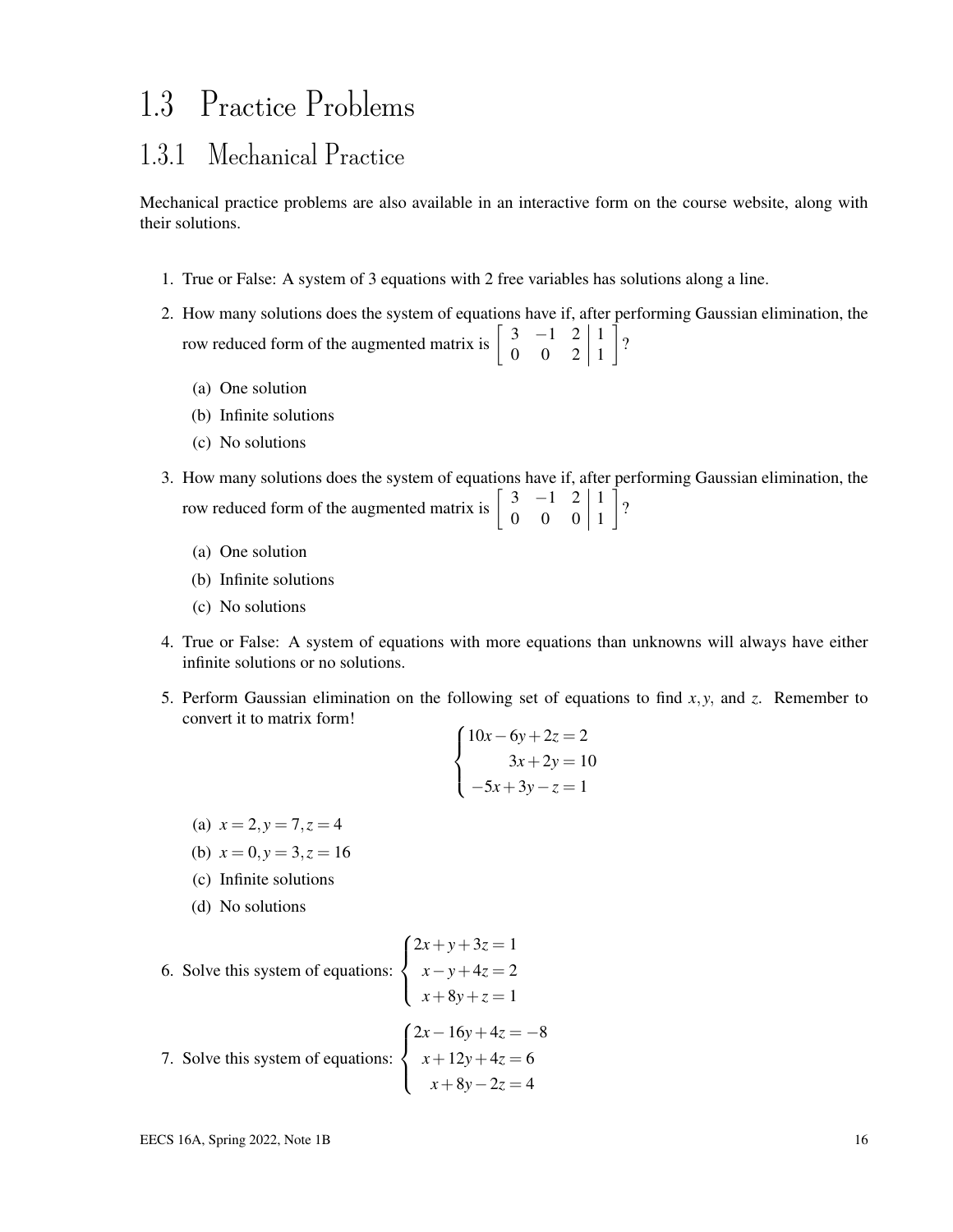# 1.3 Practice Problems

## 1.3.1 Mechanical Practice

Mechanical practice problems are also available in an interactive form on the course website, along with their solutions.

1. True or False: A system of 3 equations with 2 free variables has solutions along a line.

2. How many solutions does the system of equations have if, after performing Gaussian elimination, the row reduced form of the augmented matrix is $\left[\begin{array}{ccc|c} 3 & -1 & 2 & 1 \\ 0 & 0 & 2 & 1 \end{array}\right]$?

   (a) One solution

   (b) Infinite solutions

   (c) No solutions

3. How many solutions does the system of equations have if, after performing Gaussian elimination, the row reduced form of the augmented matrix is $\left[\begin{array}{ccc|c} 3 & -1 & 2 & 1 \\ 0 & 0 & 0 & 1 \end{array}\right]$?

   (a) One solution

   (b) Infinite solutions

   (c) No solutions

4. True or False: A system of equations with more equations than unknowns will always have either infinite solutions or no solutions.

5. Perform Gaussian elimination on the following set of equations to find $x, y$, and $z$. Remember to convert it to matrix form!

$$\begin{cases} 10x - 6y + 2z = 2 \\ 3x + 2y = 10 \\ -5x + 3y - z = 1 \end{cases}$$

   (a) $x = 2, y = 7, z = 4$

   (b) $x = 0, y = 3, z = 16$

   (c) Infinite solutions

   (d) No solutions

6. Solve this system of equations: $\begin{cases} 2x + y + 3z = 1 \\ x - y + 4z = 2 \\ x + 8y + z = 1 \end{cases}$

7. Solve this system of equations: $\begin{cases} 2x - 16y + 4z = -8 \\ x + 12y + 4z = 6 \\ x + 8y - 2z = 4 \end{cases}$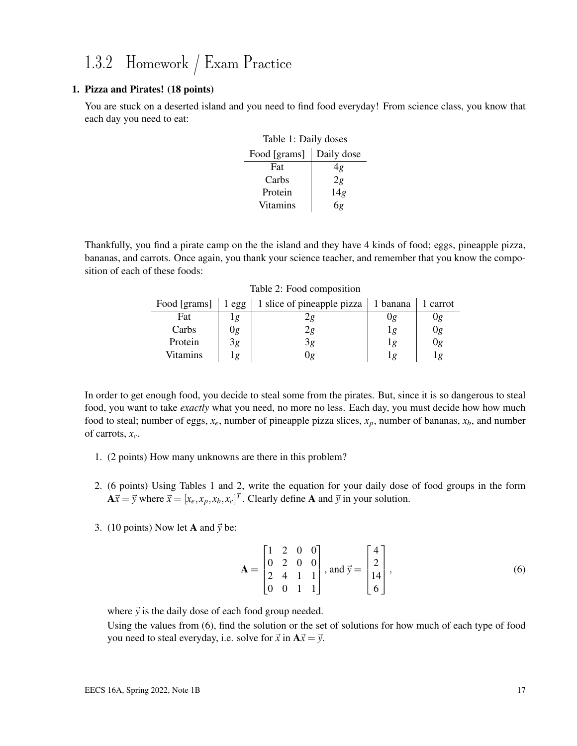### 1.3.2 Homework / Exam Practice

**1. Pizza and Pirates! (18 points)**

You are stuck on a deserted island and you need to find food everyday! From science class, you know that each day you need to eat:

Table 1: Daily doses

| Food [grams] | Daily dose |
|---|---|
| Fat | $4g$ |
| Carbs | $2g$ |
| Protein | $14g$ |
| Vitamins | $6g$ |

Thankfully, you find a pirate camp on the the island and they have 4 kinds of food; eggs, pineapple pizza, bananas, and carrots. Once again, you thank your science teacher, and remember that you know the composition of each of these foods:

Table 2: Food composition

| Food [grams] | 1 egg | 1 slice of pineapple pizza | 1 banana | 1 carrot |
|---|---|---|---|---|
| Fat | $1g$ | $2g$ | $0g$ | $0g$ |
| Carbs | $0g$ | $2g$ | $1g$ | $0g$ |
| Protein | $3g$ | $3g$ | $1g$ | $0g$ |
| Vitamins | $1g$ | $0g$ | $1g$ | $1g$ |

In order to get enough food, you decide to steal some from the pirates. But, since it is so dangerous to steal food, you want to take *exactly* what you need, no more no less. Each day, you must decide how how much food to steal; number of eggs, $x_e$, number of pineapple pizza slices, $x_p$, number of bananas, $x_b$, and number of carrots, $x_c$.

1. (2 points) How many unknowns are there in this problem?

2. (6 points) Using Tables 1 and 2, write the equation for your daily dose of food groups in the form $\mathbf{A}\vec{x} = \vec{y}$ where $\vec{x} = [x_e, x_p, x_b, x_c]^T$. Clearly define $\mathbf{A}$ and $\vec{y}$ in your solution.

3. (10 points) Now let $\mathbf{A}$ and $\vec{y}$ be:

$$\mathbf{A} = \begin{bmatrix} 1 & 2 & 0 & 0 \\ 0 & 2 & 0 & 0 \\ 2 & 4 & 1 & 1 \\ 0 & 0 & 1 & 1 \end{bmatrix}, \text{ and } \vec{y} = \begin{bmatrix} 4 \\ 2 \\ 14 \\ 6 \end{bmatrix}, \tag{6}$$

where $\vec{y}$ is the daily dose of each food group needed.

Using the values from (6), find the solution or the set of solutions for how much of each type of food you need to steal everyday, i.e. solve for $\vec{x}$ in $\mathbf{A}\vec{x} = \vec{y}$.